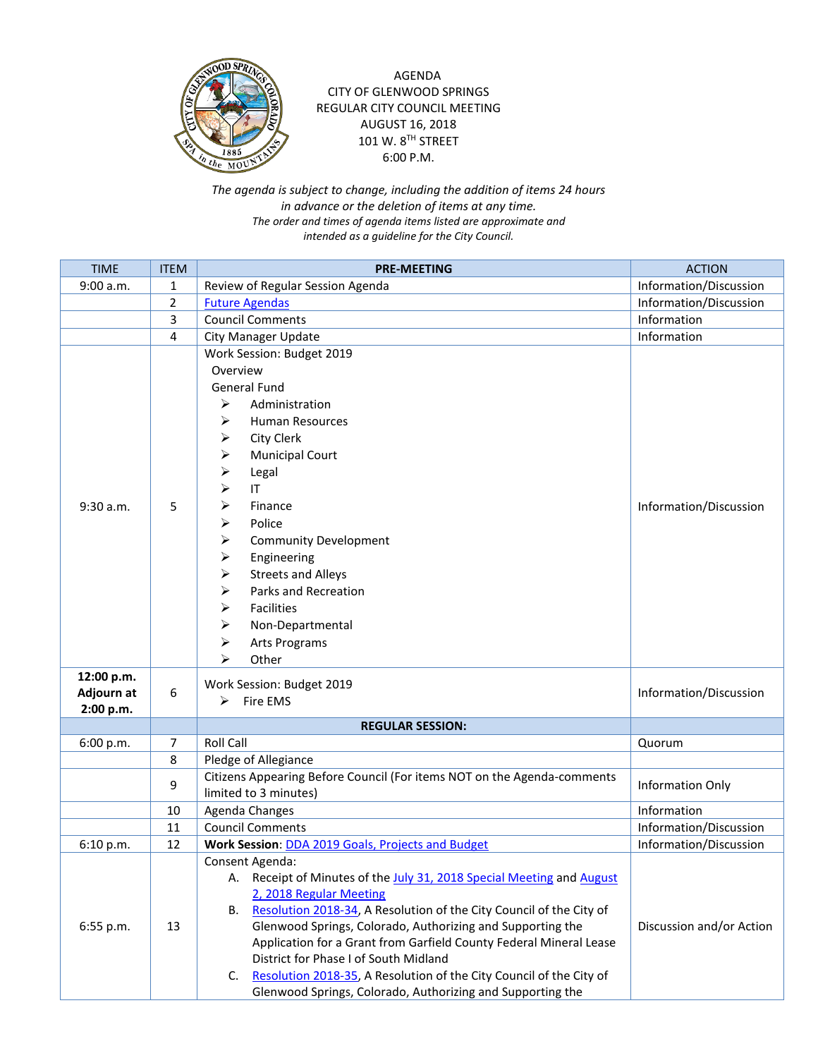AGENDA
CITY OF GLENWOOD SPRINGS
REGULAR CITY COUNCIL MEETING
AUGUST 16, 2018
101 W. 8TH STREET
6:00 P.M.

*The agenda is subject to change, including the addition of items 24 hours in advance or the deletion of items at any time.*
*The order and times of agenda items listed are approximate and intended as a guideline for the City Council.*

| TIME | ITEM | PRE-MEETING | ACTION |
|---|---|---|---|
| 9:00 a.m. | 1 | Review of Regular Session Agenda | Information/Discussion |
| | 2 | Future Agendas | Information/Discussion |
| | 3 | Council Comments | Information |
| | 4 | City Manager Update | Information |
| 9:30 a.m. | 5 | Work Session: Budget 2019<br>Overview<br>General Fund<br>➢ Administration<br>➢ Human Resources<br>➢ City Clerk<br>➢ Municipal Court<br>➢ Legal<br>➢ IT<br>➢ Finance<br>➢ Police<br>➢ Community Development<br>➢ Engineering<br>➢ Streets and Alleys<br>➢ Parks and Recreation<br>➢ Facilities<br>➢ Non-Departmental<br>➢ Arts Programs<br>➢ Other | Information/Discussion |
| **12:00 p.m. Adjourn at 2:00 p.m.** | 6 | Work Session: Budget 2019<br>➢ Fire EMS | Information/Discussion |
| | | **REGULAR SESSION:** | |
| 6:00 p.m. | 7 | Roll Call | Quorum |
| | 8 | Pledge of Allegiance | |
| | 9 | Citizens Appearing Before Council (For items NOT on the Agenda-comments limited to 3 minutes) | Information Only |
| | 10 | Agenda Changes | Information |
| | 11 | Council Comments | Information/Discussion |
| 6:10 p.m. | 12 | **Work Session**: DDA 2019 Goals, Projects and Budget | Information/Discussion |
| 6:55 p.m. | 13 | Consent Agenda:<br>A. Receipt of Minutes of the July 31, 2018 Special Meeting and August 2, 2018 Regular Meeting<br>B. Resolution 2018-34, A Resolution of the City Council of the City of Glenwood Springs, Colorado, Authorizing and Supporting the Application for a Grant from Garfield County Federal Mineral Lease District for Phase I of South Midland<br>C. Resolution 2018-35, A Resolution of the City Council of the City of Glenwood Springs, Colorado, Authorizing and Supporting the | Discussion and/or Action |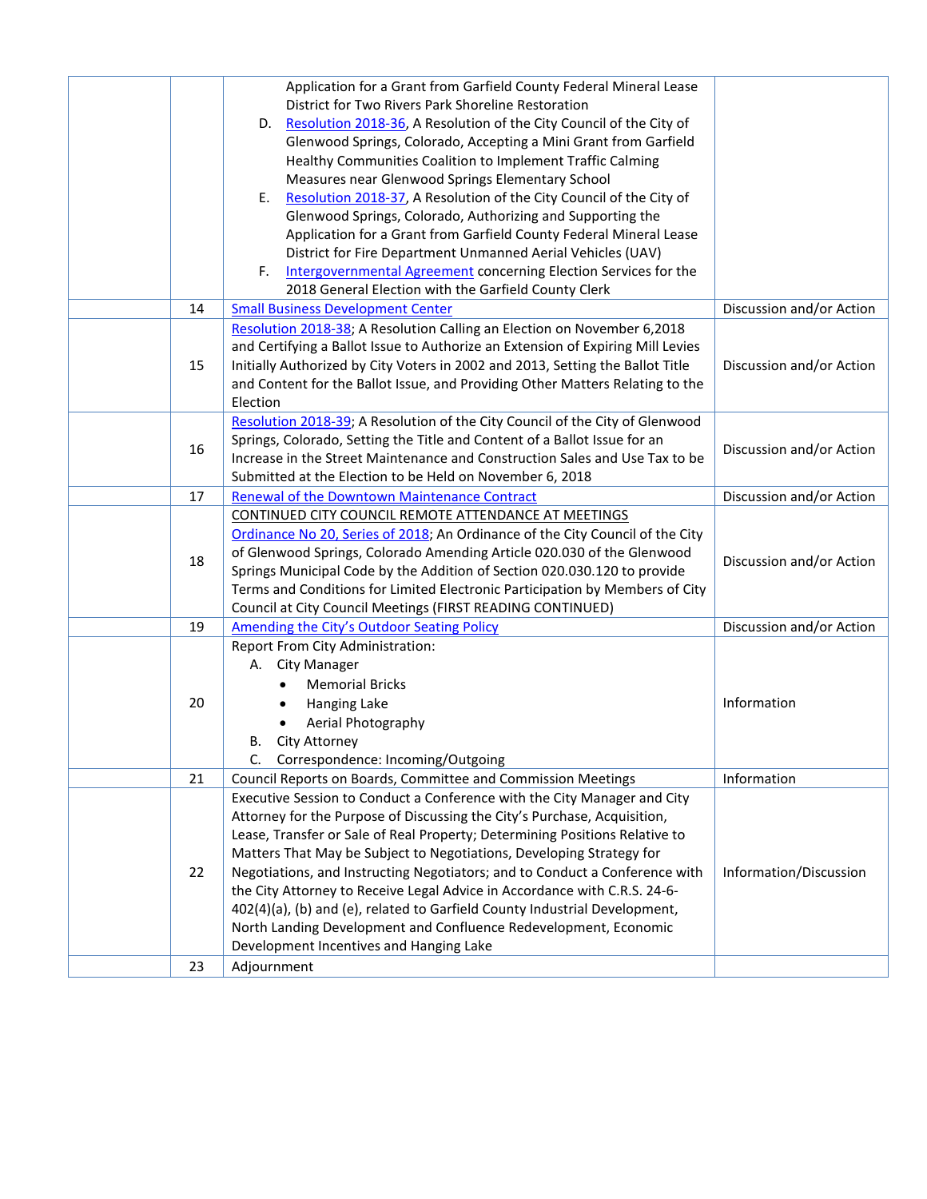| | | | |
|---|---|---|---|
| | | Application for a Grant from Garfield County Federal Mineral Lease District for Two Rivers Park Shoreline Restoration<br>D. Resolution 2018-36, A Resolution of the City Council of the City of Glenwood Springs, Colorado, Accepting a Mini Grant from Garfield Healthy Communities Coalition to Implement Traffic Calming Measures near Glenwood Springs Elementary School<br>E. Resolution 2018-37, A Resolution of the City Council of the City of Glenwood Springs, Colorado, Authorizing and Supporting the Application for a Grant from Garfield County Federal Mineral Lease District for Fire Department Unmanned Aerial Vehicles (UAV)<br>F. Intergovernmental Agreement concerning Election Services for the 2018 General Election with the Garfield County Clerk | |
| | 14 | Small Business Development Center | Discussion and/or Action |
| | 15 | Resolution 2018-38; A Resolution Calling an Election on November 6,2018 and Certifying a Ballot Issue to Authorize an Extension of Expiring Mill Levies Initially Authorized by City Voters in 2002 and 2013, Setting the Ballot Title and Content for the Ballot Issue, and Providing Other Matters Relating to the Election | Discussion and/or Action |
| | 16 | Resolution 2018-39; A Resolution of the City Council of the City of Glenwood Springs, Colorado, Setting the Title and Content of a Ballot Issue for an Increase in the Street Maintenance and Construction Sales and Use Tax to be Submitted at the Election to be Held on November 6, 2018 | Discussion and/or Action |
| | 17 | Renewal of the Downtown Maintenance Contract | Discussion and/or Action |
| | 18 | CONTINUED CITY COUNCIL REMOTE ATTENDANCE AT MEETINGS<br>Ordinance No 20, Series of 2018; An Ordinance of the City Council of the City of Glenwood Springs, Colorado Amending Article 020.030 of the Glenwood Springs Municipal Code by the Addition of Section 020.030.120 to provide Terms and Conditions for Limited Electronic Participation by Members of City Council at City Council Meetings (FIRST READING CONTINUED) | Discussion and/or Action |
| | 19 | Amending the City's Outdoor Seating Policy | Discussion and/or Action |
| | 20 | Report From City Administration:<br>A. City Manager<br>• Memorial Bricks<br>• Hanging Lake<br>• Aerial Photography<br>B. City Attorney<br>C. Correspondence: Incoming/Outgoing | Information |
| | 21 | Council Reports on Boards, Committee and Commission Meetings | Information |
| | 22 | Executive Session to Conduct a Conference with the City Manager and City Attorney for the Purpose of Discussing the City's Purchase, Acquisition, Lease, Transfer or Sale of Real Property; Determining Positions Relative to Matters That May be Subject to Negotiations, Developing Strategy for Negotiations, and Instructing Negotiators; and to Conduct a Conference with the City Attorney to Receive Legal Advice in Accordance with C.R.S. 24-6-402(4)(a), (b) and (e), related to Garfield County Industrial Development, North Landing Development and Confluence Redevelopment, Economic Development Incentives and Hanging Lake | Information/Discussion |
| | 23 | Adjournment | |